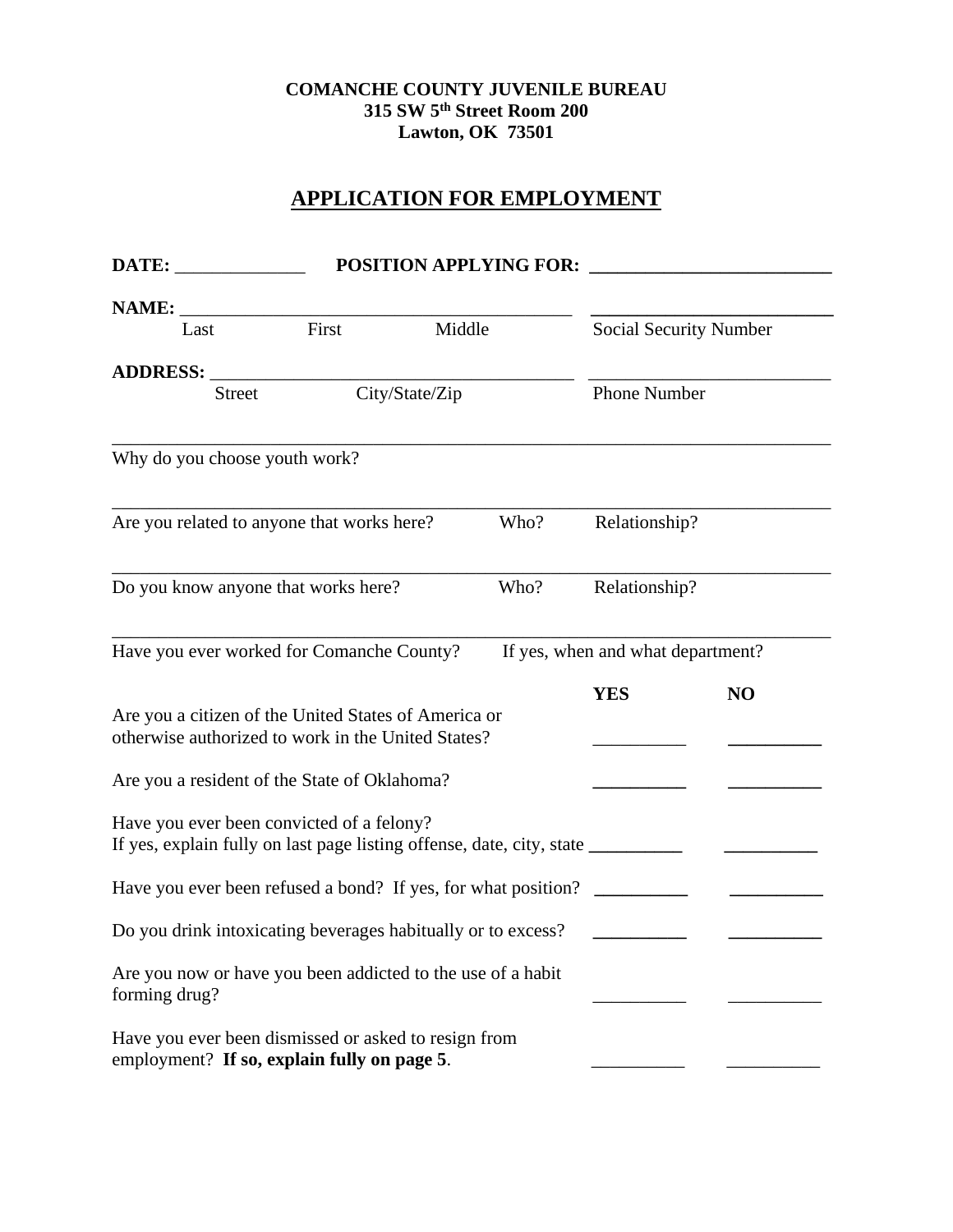**COMANCHE COUNTY JUVENILE BUREAU**
**315 SW 5th Street Room 200**
**Lawton, OK 73501**

# APPLICATION FOR EMPLOYMENT

**DATE:** ______________ **POSITION APPLYING FOR:** __________________________

**NAME:** ___________________________________________ __________________________
Last First Middle Social Security Number

**ADDRESS:** ______________________________________ __________________________
Street City/State/Zip Phone Number

________________________________________________________________________________
Why do you choose youth work?

________________________________________________________________________________
Are you related to anyone that works here? Who? Relationship?

________________________________________________________________________________
Do you know anyone that works here? Who? Relationship?

________________________________________________________________________________
Have you ever worked for Comanche County? If yes, when and what department?

| | **YES** | **NO** |
|---|---|---|
| Are you a citizen of the United States of America or otherwise authorized to work in the United States? | __________ | __________ |
| Are you a resident of the State of Oklahoma? | __________ | __________ |
| Have you ever been convicted of a felony? If yes, explain fully on last page listing offense, date, city, state | __________ | __________ |
| Have you ever been refused a bond? If yes, for what position? | __________ | __________ |
| Do you drink intoxicating beverages habitually or to excess? | __________ | __________ |
| Are you now or have you been addicted to the use of a habit forming drug? | __________ | __________ |
| Have you ever been dismissed or asked to resign from employment? **If so, explain fully on page 5**. | __________ | __________ |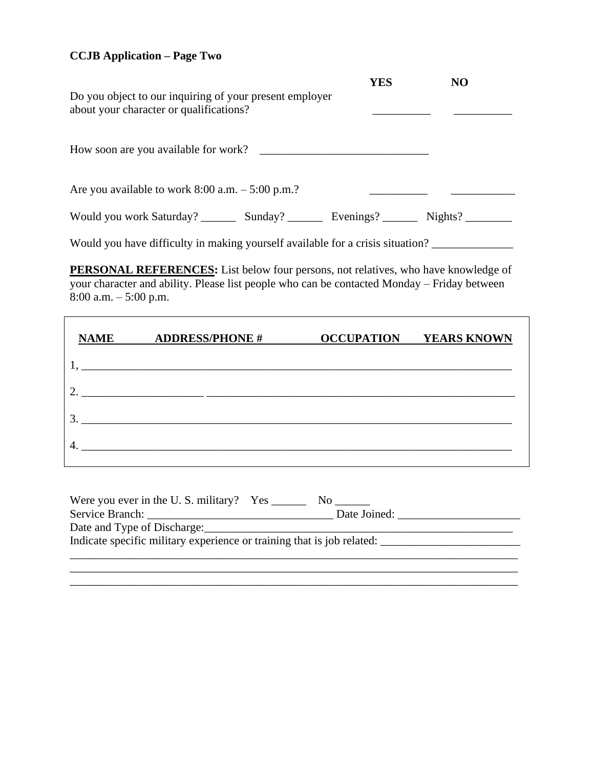**CCJB Application – Page Two**

| | YES | NO |
|---|---|---|
| Do you object to our inquiring of your present employer about your character or qualifications? | __________ | __________ |

How soon are you available for work? _____________________________

| | | |
|---|---|---|
| Are you available to work 8:00 a.m. – 5:00 p.m.? | __________ | ___________ |

Would you work Saturday? ______ Sunday? ______ Evenings? ______ Nights? ________

Would you have difficulty in making yourself available for a crisis situation? ______________

**PERSONAL REFERENCES:** List below four persons, not relatives, who have knowledge of your character and ability. Please list people who can be contacted Monday – Friday between 8:00 a.m. – 5:00 p.m.

| | NAME | ADDRESS/PHONE # | OCCUPATION | YEARS KNOWN |
|---|---|---|---|---|
| 1, | | | | |
| 2. | | | | |
| 3. | | | | |
| 4. | | | | |

Were you ever in the U. S. military? Yes ______ No ______

Service Branch: ________________________________ Date Joined: _____________________

Date and Type of Discharge:________________________________________________________

Indicate specific military experience or training that is job related: ________________________

_____________________________________________________________________________

_____________________________________________________________________________

_____________________________________________________________________________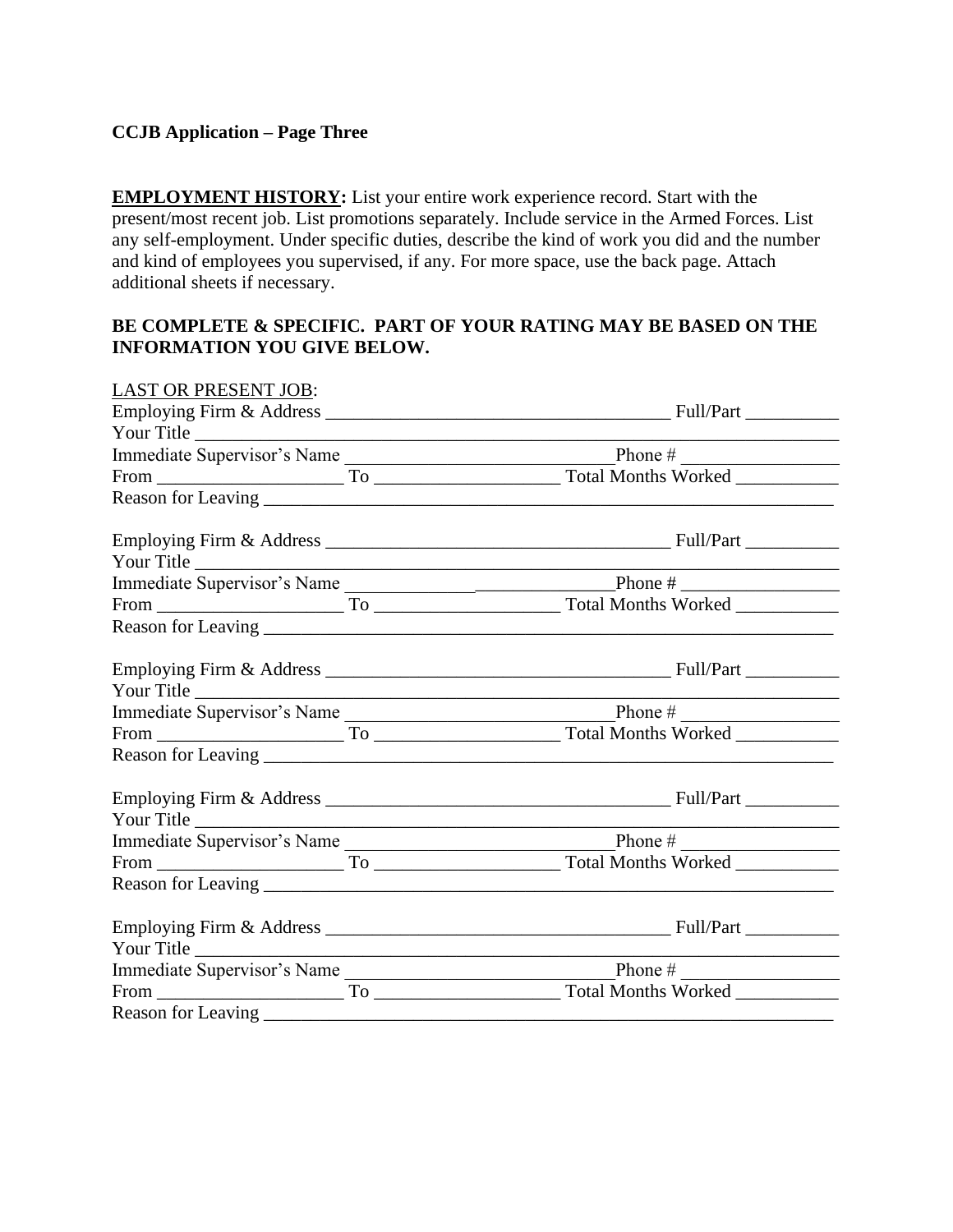**CCJB Application – Page Three**

**EMPLOYMENT HISTORY:** List your entire work experience record. Start with the present/most recent job. List promotions separately. Include service in the Armed Forces. List any self-employment. Under specific duties, describe the kind of work you did and the number and kind of employees you supervised, if any. For more space, use the back page. Attach additional sheets if necessary.

**BE COMPLETE & SPECIFIC. PART OF YOUR RATING MAY BE BASED ON THE INFORMATION YOU GIVE BELOW.**

LAST OR PRESENT JOB:

Employing Firm & Address _____________________________________ Full/Part __________
Your Title ______________________________________________________________________
Immediate Supervisor's Name ____________________________Phone # _________________
From ____________________ To ____________________ Total Months Worked ___________
Reason for Leaving ______________________________________________________________

Employing Firm & Address _____________________________________ Full/Part __________
Your Title ______________________________________________________________________
Immediate Supervisor's Name ____________________________Phone # _________________
From ____________________ To ____________________ Total Months Worked ___________
Reason for Leaving ______________________________________________________________

Employing Firm & Address _____________________________________ Full/Part __________
Your Title ______________________________________________________________________
Immediate Supervisor's Name ____________________________Phone # _________________
From ____________________ To ____________________ Total Months Worked ___________
Reason for Leaving ______________________________________________________________

Employing Firm & Address _____________________________________ Full/Part __________
Your Title ______________________________________________________________________
Immediate Supervisor's Name ____________________________Phone # _________________
From ____________________ To ____________________ Total Months Worked ___________
Reason for Leaving ______________________________________________________________

Employing Firm & Address _____________________________________ Full/Part __________
Your Title ______________________________________________________________________
Immediate Supervisor's Name ____________________________Phone # _________________
From ____________________ To ____________________ Total Months Worked ___________
Reason for Leaving ______________________________________________________________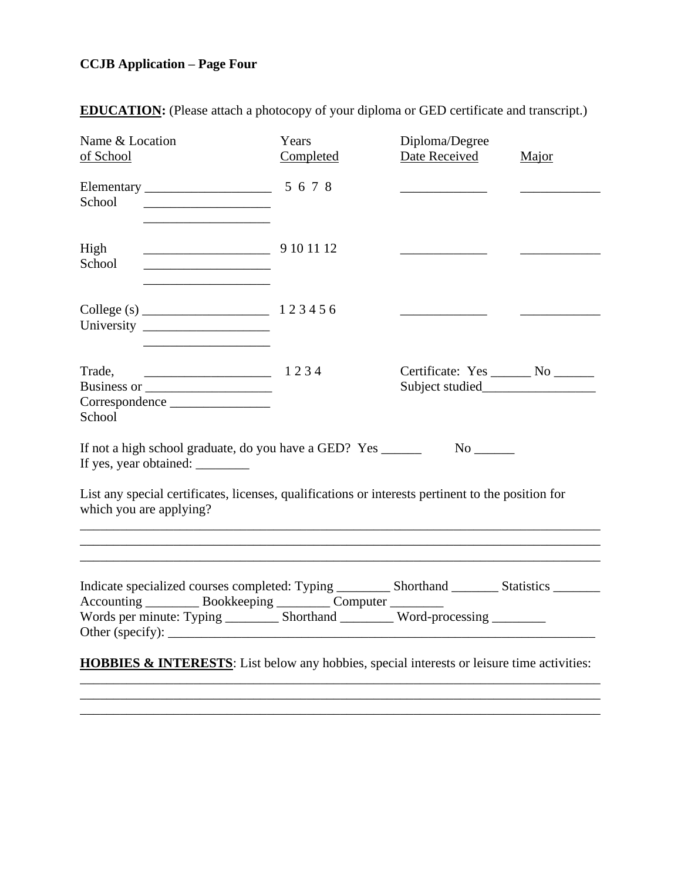**CCJB Application – Page Four**

**EDUCATION:** (Please attach a photocopy of your diploma or GED certificate and transcript.)

| Name & Location of School | Years Completed | Diploma/Degree Date Received | Major |
|---|---|---|---|
| Elementary School ___________________ ___________________ ___________________ | 5 6 7 8 | _____________ | ____________ |
| High School ___________________ ___________________ ___________________ | 9 10 11 12 | _____________ | ____________ |
| College (s) ___________________ University ___________________ ___________________ | 1 2 3 4 5 6 | _____________ | ____________ |
| Trade, ___________________ Business or ___________________ Correspondence _______________ School | 1 2 3 4 | Certificate: Yes ______ No ______ Subject studied_________________ | |

If not a high school graduate, do you have a GED? Yes ______ No ______
If yes, year obtained: ________

List any special certificates, licenses, qualifications or interests pertinent to the position for which you are applying?

_______________________________________________________________________________
_______________________________________________________________________________
_______________________________________________________________________________

Indicate specialized courses completed: Typing ________ Shorthand _______ Statistics _______
Accounting ________ Bookkeeping ________ Computer ________
Words per minute: Typing ________ Shorthand ________ Word-processing ________
Other (specify): ___________________________________________________________________

**HOBBIES & INTERESTS**: List below any hobbies, special interests or leisure time activities:

_______________________________________________________________________________
_______________________________________________________________________________
_______________________________________________________________________________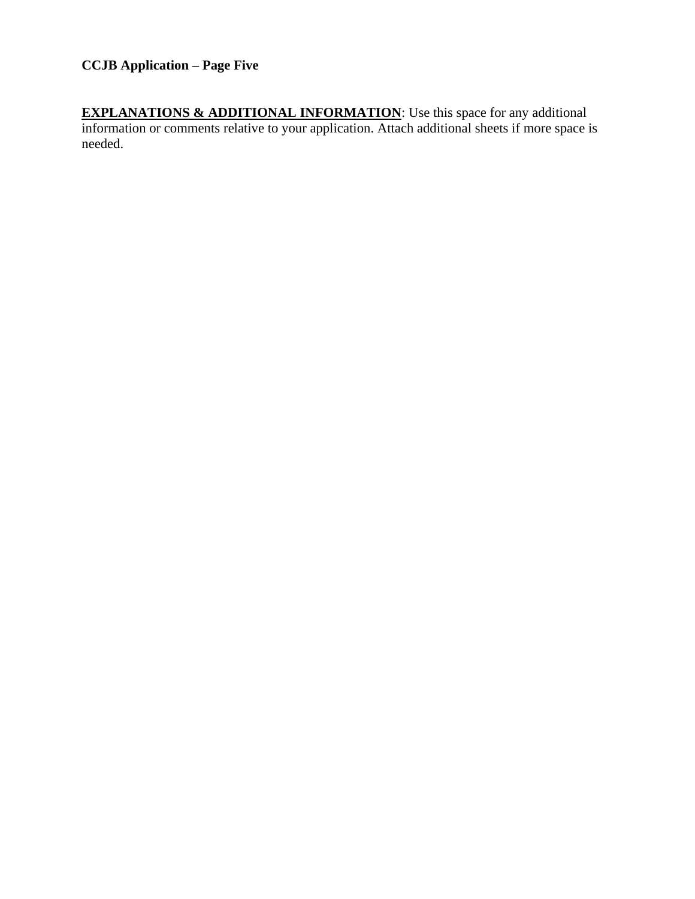**CCJB Application – Page Five**

**EXPLANATIONS & ADDITIONAL INFORMATION**: Use this space for any additional information or comments relative to your application. Attach additional sheets if more space is needed.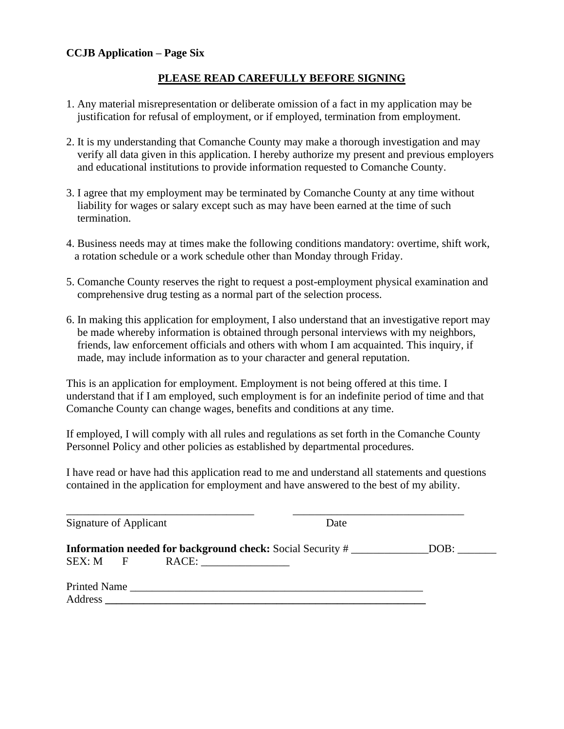**CCJB Application – Page Six**

**PLEASE READ CAREFULLY BEFORE SIGNING**

1. Any material misrepresentation or deliberate omission of a fact in my application may be justification for refusal of employment, or if employed, termination from employment.

2. It is my understanding that Comanche County may make a thorough investigation and may verify all data given in this application. I hereby authorize my present and previous employers and educational institutions to provide information requested to Comanche County.

3. I agree that my employment may be terminated by Comanche County at any time without liability for wages or salary except such as may have been earned at the time of such termination.

4. Business needs may at times make the following conditions mandatory: overtime, shift work, a rotation schedule or a work schedule other than Monday through Friday.

5. Comanche County reserves the right to request a post-employment physical examination and comprehensive drug testing as a normal part of the selection process.

6. In making this application for employment, I also understand that an investigative report may be made whereby information is obtained through personal interviews with my neighbors, friends, law enforcement officials and others with whom I am acquainted. This inquiry, if made, may include information as to your character and general reputation.

This is an application for employment. Employment is not being offered at this time. I understand that if I am employed, such employment is for an indefinite period of time and that Comanche County can change wages, benefits and conditions at any time.

If employed, I will comply with all rules and regulations as set forth in the Comanche County Personnel Policy and other policies as established by departmental procedures.

I have read or have had this application read to me and understand all statements and questions contained in the application for employment and have answered to the best of my ability.

___________________________________ ________________________________

Signature of Applicant Date

**Information needed for background check:** Social Security # ______________DOB: _______

SEX: M F RACE: ________________

Printed Name ______________________________________________________

Address ______________________________________________________